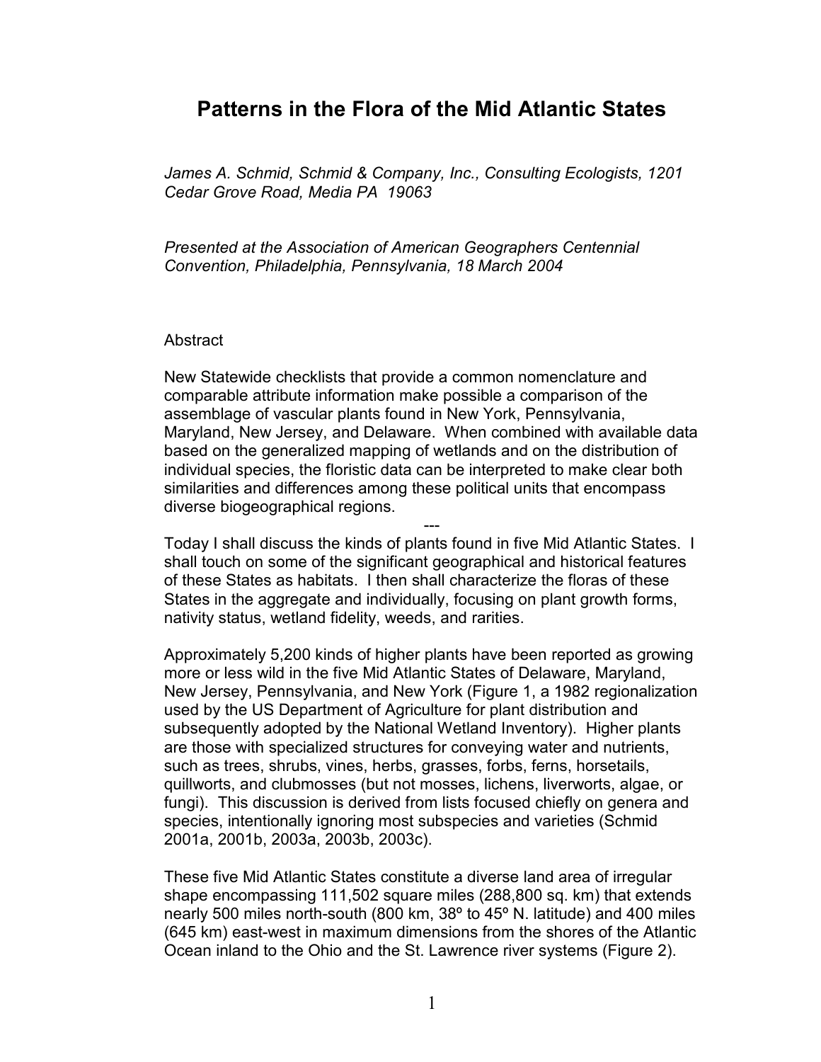# Patterns in the Flora of the Mid Atlantic States

*James A. Schmid, Schmid & Company, Inc., Consulting Ecologists, 1201 Cedar Grove Road, Media PA 19063*

*Presented at the Association of American Geographers Centennial Convention, Philadelphia, Pennsylvania, 18 March 2004*

Abstract

New Statewide checklists that provide a common nomenclature and comparable attribute information make possible a comparison of the assemblage of vascular plants found in New York, Pennsylvania, Maryland, New Jersey, and Delaware. When combined with available data based on the generalized mapping of wetlands and on the distribution of individual species, the floristic data can be interpreted to make clear both similarities and differences among these political units that encompass diverse biogeographical regions.

---

Today I shall discuss the kinds of plants found in five Mid Atlantic States. I shall touch on some of the significant geographical and historical features of these States as habitats. I then shall characterize the floras of these States in the aggregate and individually, focusing on plant growth forms, nativity status, wetland fidelity, weeds, and rarities.

Approximately 5,200 kinds of higher plants have been reported as growing more or less wild in the five Mid Atlantic States of Delaware, Maryland, New Jersey, Pennsylvania, and New York (Figure 1, a 1982 regionalization used by the US Department of Agriculture for plant distribution and subsequently adopted by the National Wetland Inventory). Higher plants are those with specialized structures for conveying water and nutrients, such as trees, shrubs, vines, herbs, grasses, forbs, ferns, horsetails, quillworts, and clubmosses (but not mosses, lichens, liverworts, algae, or fungi). This discussion is derived from lists focused chiefly on genera and species, intentionally ignoring most subspecies and varieties (Schmid 2001a, 2001b, 2003a, 2003b, 2003c).

These five Mid Atlantic States constitute a diverse land area of irregular shape encompassing 111,502 square miles (288,800 sq. km) that extends nearly 500 miles north-south (800 km, 38º to 45º N. latitude) and 400 miles (645 km) east-west in maximum dimensions from the shores of the Atlantic Ocean inland to the Ohio and the St. Lawrence river systems (Figure 2).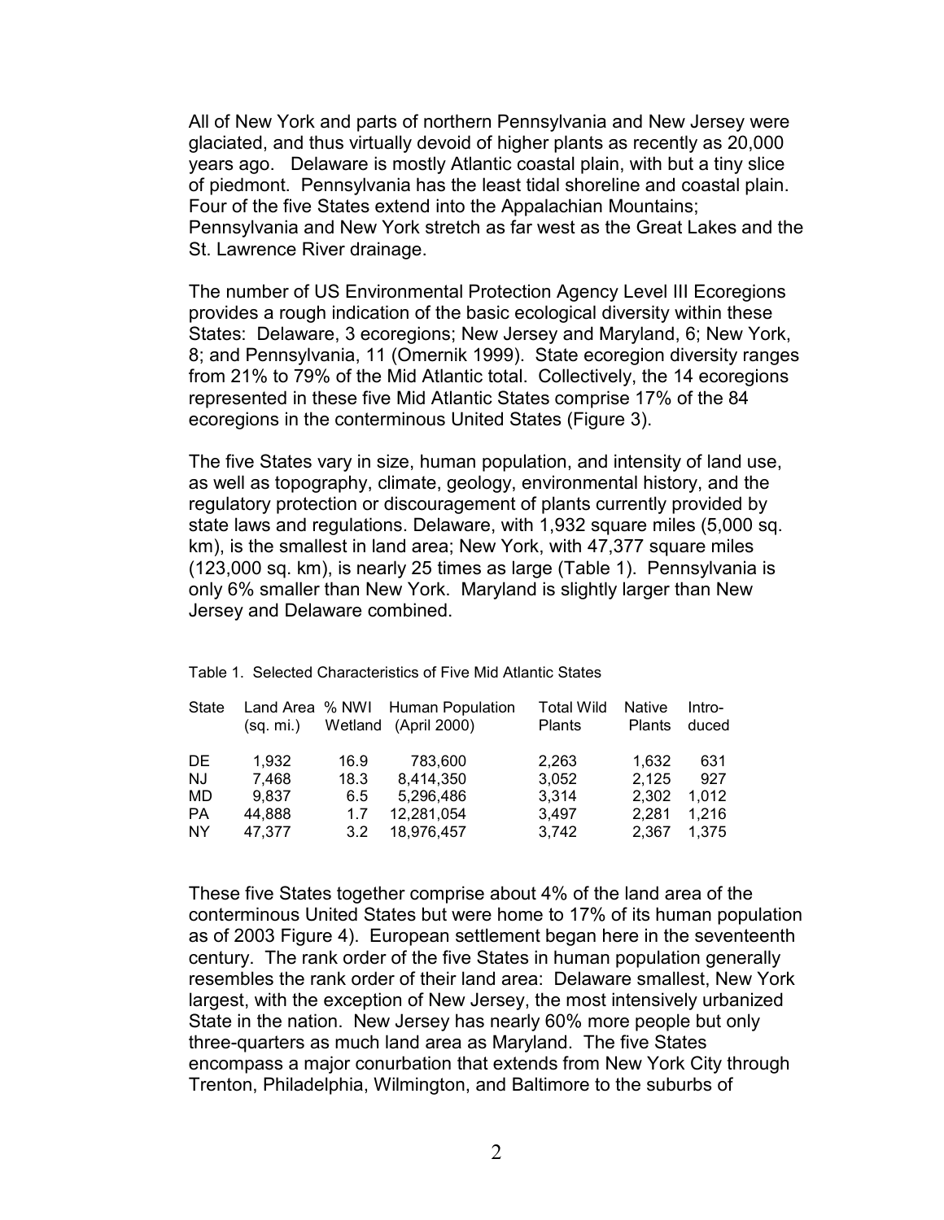All of New York and parts of northern Pennsylvania and New Jersey were glaciated, and thus virtually devoid of higher plants as recently as 20,000 years ago. Delaware is mostly Atlantic coastal plain, with but a tiny slice of piedmont. Pennsylvania has the least tidal shoreline and coastal plain. Four of the five States extend into the Appalachian Mountains; Pennsylvania and New York stretch as far west as the Great Lakes and the St. Lawrence River drainage.

The number of US Environmental Protection Agency Level III Ecoregions provides a rough indication of the basic ecological diversity within these States: Delaware, 3 ecoregions; New Jersey and Maryland, 6; New York, 8; and Pennsylvania, 11 (Omernik 1999). State ecoregion diversity ranges from 21% to 79% of the Mid Atlantic total. Collectively, the 14 ecoregions represented in these five Mid Atlantic States comprise 17% of the 84 ecoregions in the conterminous United States (Figure 3).

The five States vary in size, human population, and intensity of land use, as well as topography, climate, geology, environmental history, and the regulatory protection or discouragement of plants currently provided by state laws and regulations. Delaware, with 1,932 square miles (5,000 sq. km), is the smallest in land area; New York, with 47,377 square miles (123,000 sq. km), is nearly 25 times as large (Table 1). Pennsylvania is only 6% smaller than New York. Maryland is slightly larger than New Jersey and Delaware combined.

Table 1. Selected Characteristics of Five Mid Atlantic States

| State | Land Area (sq. mi.) | % NWI Wetland | Human Population (April 2000) | Total Wild Plants | Native Plants | Intro-duced |
|---|---|---|---|---|---|---|
| DE | 1,932 | 16.9 | 783,600 | 2,263 | 1,632 | 631 |
| NJ | 7,468 | 18.3 | 8,414,350 | 3,052 | 2,125 | 927 |
| MD | 9,837 | 6.5 | 5,296,486 | 3,314 | 2,302 | 1,012 |
| PA | 44,888 | 1.7 | 12,281,054 | 3,497 | 2,281 | 1,216 |
| NY | 47,377 | 3.2 | 18,976,457 | 3,742 | 2,367 | 1,375 |

These five States together comprise about 4% of the land area of the conterminous United States but were home to 17% of its human population as of 2003 Figure 4). European settlement began here in the seventeenth century. The rank order of the five States in human population generally resembles the rank order of their land area: Delaware smallest, New York largest, with the exception of New Jersey, the most intensively urbanized State in the nation. New Jersey has nearly 60% more people but only three-quarters as much land area as Maryland. The five States encompass a major conurbation that extends from New York City through Trenton, Philadelphia, Wilmington, and Baltimore to the suburbs of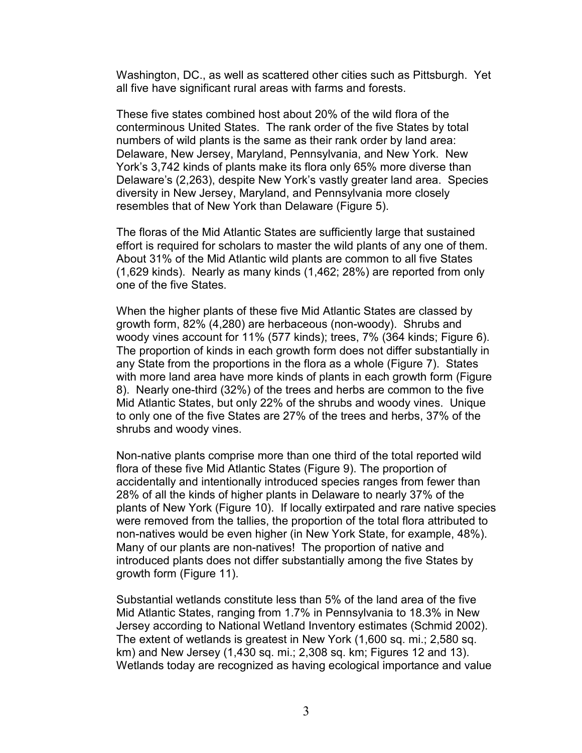Washington, DC., as well as scattered other cities such as Pittsburgh. Yet all five have significant rural areas with farms and forests.

These five states combined host about 20% of the wild flora of the conterminous United States. The rank order of the five States by total numbers of wild plants is the same as their rank order by land area: Delaware, New Jersey, Maryland, Pennsylvania, and New York. New York's 3,742 kinds of plants make its flora only 65% more diverse than Delaware's (2,263), despite New York's vastly greater land area. Species diversity in New Jersey, Maryland, and Pennsylvania more closely resembles that of New York than Delaware (Figure 5).

The floras of the Mid Atlantic States are sufficiently large that sustained effort is required for scholars to master the wild plants of any one of them. About 31% of the Mid Atlantic wild plants are common to all five States (1,629 kinds). Nearly as many kinds (1,462; 28%) are reported from only one of the five States.

When the higher plants of these five Mid Atlantic States are classed by growth form, 82% (4,280) are herbaceous (non-woody). Shrubs and woody vines account for 11% (577 kinds); trees, 7% (364 kinds; Figure 6). The proportion of kinds in each growth form does not differ substantially in any State from the proportions in the flora as a whole (Figure 7). States with more land area have more kinds of plants in each growth form (Figure 8). Nearly one-third (32%) of the trees and herbs are common to the five Mid Atlantic States, but only 22% of the shrubs and woody vines. Unique to only one of the five States are 27% of the trees and herbs, 37% of the shrubs and woody vines.

Non-native plants comprise more than one third of the total reported wild flora of these five Mid Atlantic States (Figure 9). The proportion of accidentally and intentionally introduced species ranges from fewer than 28% of all the kinds of higher plants in Delaware to nearly 37% of the plants of New York (Figure 10). If locally extirpated and rare native species were removed from the tallies, the proportion of the total flora attributed to non-natives would be even higher (in New York State, for example, 48%). Many of our plants are non-natives! The proportion of native and introduced plants does not differ substantially among the five States by growth form (Figure 11).

Substantial wetlands constitute less than 5% of the land area of the five Mid Atlantic States, ranging from 1.7% in Pennsylvania to 18.3% in New Jersey according to National Wetland Inventory estimates (Schmid 2002). The extent of wetlands is greatest in New York (1,600 sq. mi.; 2,580 sq. km) and New Jersey (1,430 sq. mi.; 2,308 sq. km; Figures 12 and 13). Wetlands today are recognized as having ecological importance and value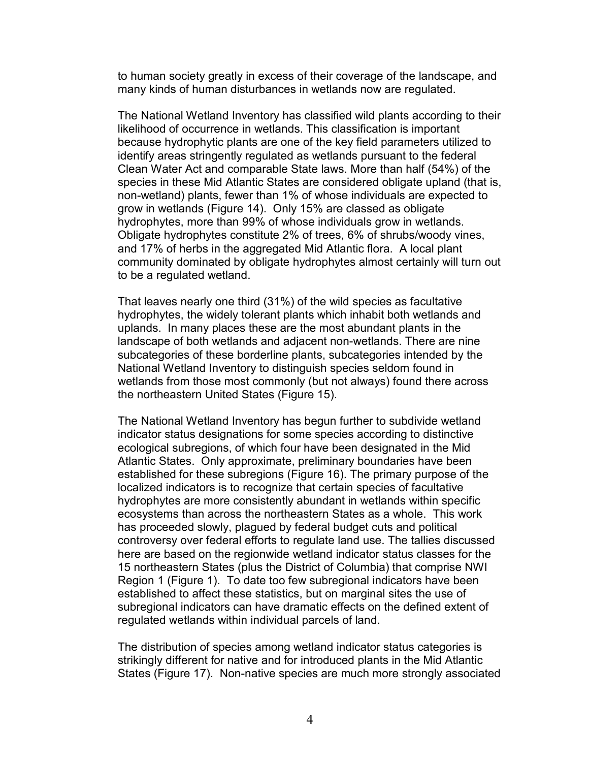to human society greatly in excess of their coverage of the landscape, and many kinds of human disturbances in wetlands now are regulated.

The National Wetland Inventory has classified wild plants according to their likelihood of occurrence in wetlands. This classification is important because hydrophytic plants are one of the key field parameters utilized to identify areas stringently regulated as wetlands pursuant to the federal Clean Water Act and comparable State laws. More than half (54%) of the species in these Mid Atlantic States are considered obligate upland (that is, non-wetland) plants, fewer than 1% of whose individuals are expected to grow in wetlands (Figure 14). Only 15% are classed as obligate hydrophytes, more than 99% of whose individuals grow in wetlands. Obligate hydrophytes constitute 2% of trees, 6% of shrubs/woody vines, and 17% of herbs in the aggregated Mid Atlantic flora. A local plant community dominated by obligate hydrophytes almost certainly will turn out to be a regulated wetland.

That leaves nearly one third (31%) of the wild species as facultative hydrophytes, the widely tolerant plants which inhabit both wetlands and uplands. In many places these are the most abundant plants in the landscape of both wetlands and adjacent non-wetlands. There are nine subcategories of these borderline plants, subcategories intended by the National Wetland Inventory to distinguish species seldom found in wetlands from those most commonly (but not always) found there across the northeastern United States (Figure 15).

The National Wetland Inventory has begun further to subdivide wetland indicator status designations for some species according to distinctive ecological subregions, of which four have been designated in the Mid Atlantic States. Only approximate, preliminary boundaries have been established for these subregions (Figure 16). The primary purpose of the localized indicators is to recognize that certain species of facultative hydrophytes are more consistently abundant in wetlands within specific ecosystems than across the northeastern States as a whole. This work has proceeded slowly, plagued by federal budget cuts and political controversy over federal efforts to regulate land use. The tallies discussed here are based on the regionwide wetland indicator status classes for the 15 northeastern States (plus the District of Columbia) that comprise NWI Region 1 (Figure 1). To date too few subregional indicators have been established to affect these statistics, but on marginal sites the use of subregional indicators can have dramatic effects on the defined extent of regulated wetlands within individual parcels of land.

The distribution of species among wetland indicator status categories is strikingly different for native and for introduced plants in the Mid Atlantic States (Figure 17). Non-native species are much more strongly associated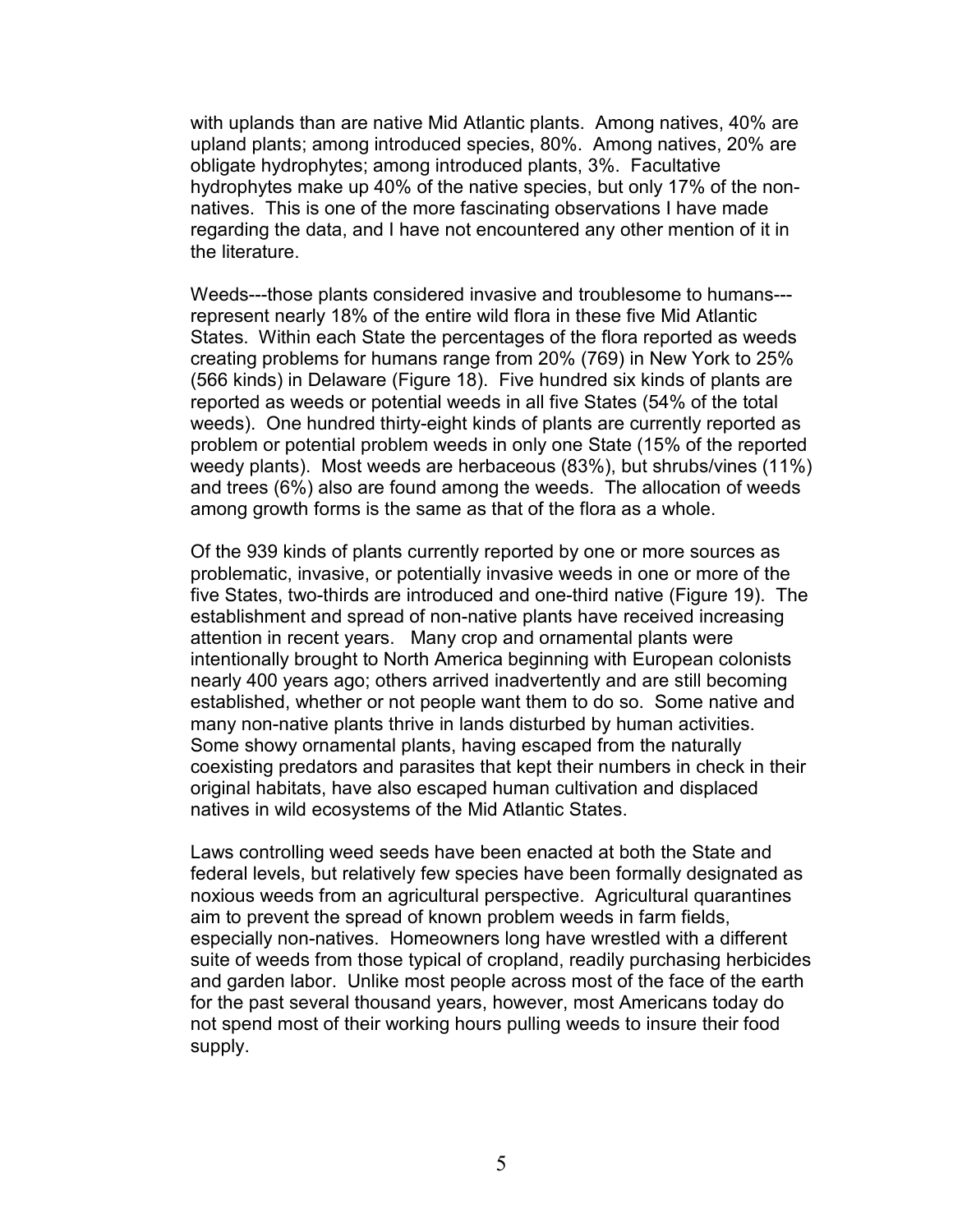with uplands than are native Mid Atlantic plants. Among natives, 40% are upland plants; among introduced species, 80%. Among natives, 20% are obligate hydrophytes; among introduced plants, 3%. Facultative hydrophytes make up 40% of the native species, but only 17% of the non-natives. This is one of the more fascinating observations I have made regarding the data, and I have not encountered any other mention of it in the literature.

Weeds---those plants considered invasive and troublesome to humans---represent nearly 18% of the entire wild flora in these five Mid Atlantic States. Within each State the percentages of the flora reported as weeds creating problems for humans range from 20% (769) in New York to 25% (566 kinds) in Delaware (Figure 18). Five hundred six kinds of plants are reported as weeds or potential weeds in all five States (54% of the total weeds). One hundred thirty-eight kinds of plants are currently reported as problem or potential problem weeds in only one State (15% of the reported weedy plants). Most weeds are herbaceous (83%), but shrubs/vines (11%) and trees (6%) also are found among the weeds. The allocation of weeds among growth forms is the same as that of the flora as a whole.

Of the 939 kinds of plants currently reported by one or more sources as problematic, invasive, or potentially invasive weeds in one or more of the five States, two-thirds are introduced and one-third native (Figure 19). The establishment and spread of non-native plants have received increasing attention in recent years. Many crop and ornamental plants were intentionally brought to North America beginning with European colonists nearly 400 years ago; others arrived inadvertently and are still becoming established, whether or not people want them to do so. Some native and many non-native plants thrive in lands disturbed by human activities. Some showy ornamental plants, having escaped from the naturally coexisting predators and parasites that kept their numbers in check in their original habitats, have also escaped human cultivation and displaced natives in wild ecosystems of the Mid Atlantic States.

Laws controlling weed seeds have been enacted at both the State and federal levels, but relatively few species have been formally designated as noxious weeds from an agricultural perspective. Agricultural quarantines aim to prevent the spread of known problem weeds in farm fields, especially non-natives. Homeowners long have wrestled with a different suite of weeds from those typical of cropland, readily purchasing herbicides and garden labor. Unlike most people across most of the face of the earth for the past several thousand years, however, most Americans today do not spend most of their working hours pulling weeds to insure their food supply.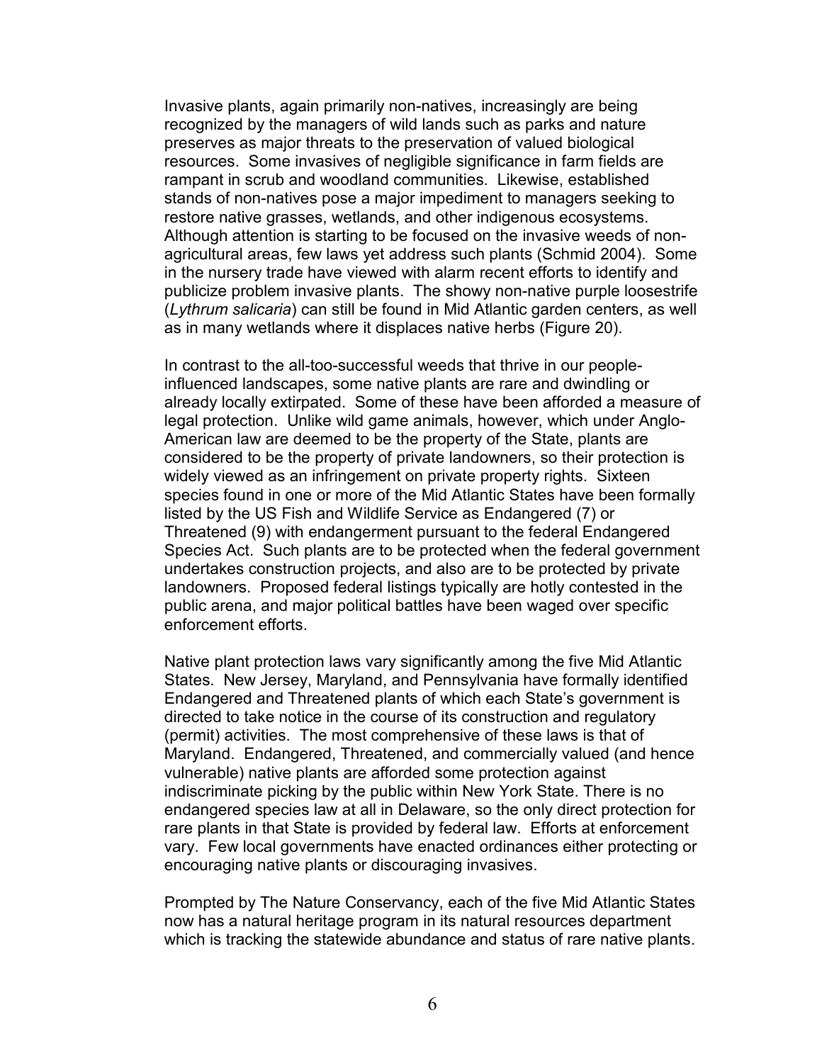Invasive plants, again primarily non-natives, increasingly are being recognized by the managers of wild lands such as parks and nature preserves as major threats to the preservation of valued biological resources. Some invasives of negligible significance in farm fields are rampant in scrub and woodland communities. Likewise, established stands of non-natives pose a major impediment to managers seeking to restore native grasses, wetlands, and other indigenous ecosystems. Although attention is starting to be focused on the invasive weeds of non-agricultural areas, few laws yet address such plants (Schmid 2004). Some in the nursery trade have viewed with alarm recent efforts to identify and publicize problem invasive plants. The showy non-native purple loosestrife (*Lythrum salicaria*) can still be found in Mid Atlantic garden centers, as well as in many wetlands where it displaces native herbs (Figure 20).

In contrast to the all-too-successful weeds that thrive in our people-influenced landscapes, some native plants are rare and dwindling or already locally extirpated. Some of these have been afforded a measure of legal protection. Unlike wild game animals, however, which under Anglo-American law are deemed to be the property of the State, plants are considered to be the property of private landowners, so their protection is widely viewed as an infringement on private property rights. Sixteen species found in one or more of the Mid Atlantic States have been formally listed by the US Fish and Wildlife Service as Endangered (7) or Threatened (9) with endangerment pursuant to the federal Endangered Species Act. Such plants are to be protected when the federal government undertakes construction projects, and also are to be protected by private landowners. Proposed federal listings typically are hotly contested in the public arena, and major political battles have been waged over specific enforcement efforts.

Native plant protection laws vary significantly among the five Mid Atlantic States. New Jersey, Maryland, and Pennsylvania have formally identified Endangered and Threatened plants of which each State's government is directed to take notice in the course of its construction and regulatory (permit) activities. The most comprehensive of these laws is that of Maryland. Endangered, Threatened, and commercially valued (and hence vulnerable) native plants are afforded some protection against indiscriminate picking by the public within New York State. There is no endangered species law at all in Delaware, so the only direct protection for rare plants in that State is provided by federal law. Efforts at enforcement vary. Few local governments have enacted ordinances either protecting or encouraging native plants or discouraging invasives.

Prompted by The Nature Conservancy, each of the five Mid Atlantic States now has a natural heritage program in its natural resources department which is tracking the statewide abundance and status of rare native plants.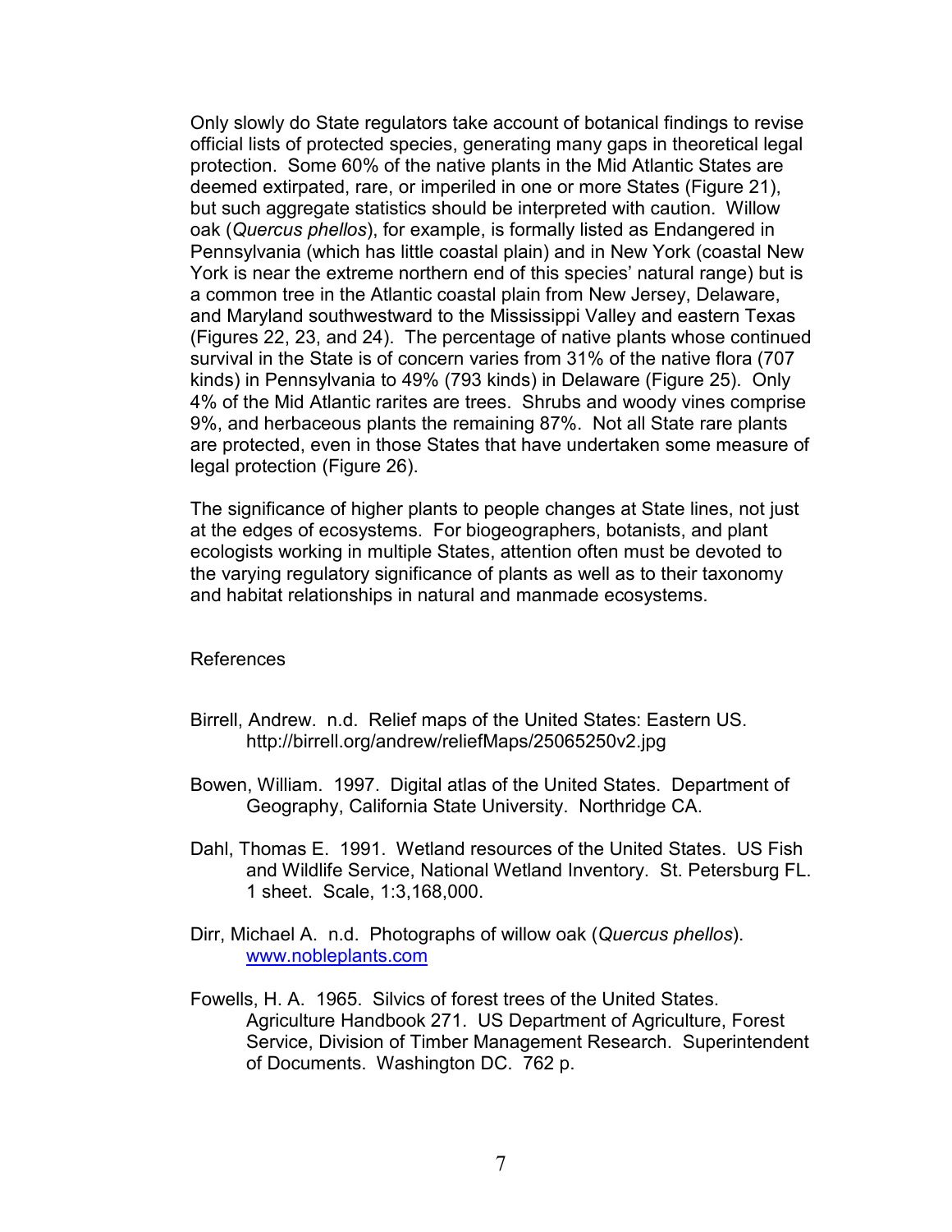Only slowly do State regulators take account of botanical findings to revise official lists of protected species, generating many gaps in theoretical legal protection. Some 60% of the native plants in the Mid Atlantic States are deemed extirpated, rare, or imperiled in one or more States (Figure 21), but such aggregate statistics should be interpreted with caution. Willow oak (*Quercus phellos*), for example, is formally listed as Endangered in Pennsylvania (which has little coastal plain) and in New York (coastal New York is near the extreme northern end of this species' natural range) but is a common tree in the Atlantic coastal plain from New Jersey, Delaware, and Maryland southwestward to the Mississippi Valley and eastern Texas (Figures 22, 23, and 24). The percentage of native plants whose continued survival in the State is of concern varies from 31% of the native flora (707 kinds) in Pennsylvania to 49% (793 kinds) in Delaware (Figure 25). Only 4% of the Mid Atlantic rarites are trees. Shrubs and woody vines comprise 9%, and herbaceous plants the remaining 87%. Not all State rare plants are protected, even in those States that have undertaken some measure of legal protection (Figure 26).

The significance of higher plants to people changes at State lines, not just at the edges of ecosystems. For biogeographers, botanists, and plant ecologists working in multiple States, attention often must be devoted to the varying regulatory significance of plants as well as to their taxonomy and habitat relationships in natural and manmade ecosystems.

## References

Birrell, Andrew. n.d. Relief maps of the United States: Eastern US. http://birrell.org/andrew/reliefMaps/25065250v2.jpg

Bowen, William. 1997. Digital atlas of the United States. Department of Geography, California State University. Northridge CA.

Dahl, Thomas E. 1991. Wetland resources of the United States. US Fish and Wildlife Service, National Wetland Inventory. St. Petersburg FL. 1 sheet. Scale, 1:3,168,000.

Dirr, Michael A. n.d. Photographs of willow oak (*Quercus phellos*). www.nobleplants.com

Fowells, H. A. 1965. Silvics of forest trees of the United States. Agriculture Handbook 271. US Department of Agriculture, Forest Service, Division of Timber Management Research. Superintendent of Documents. Washington DC. 762 p.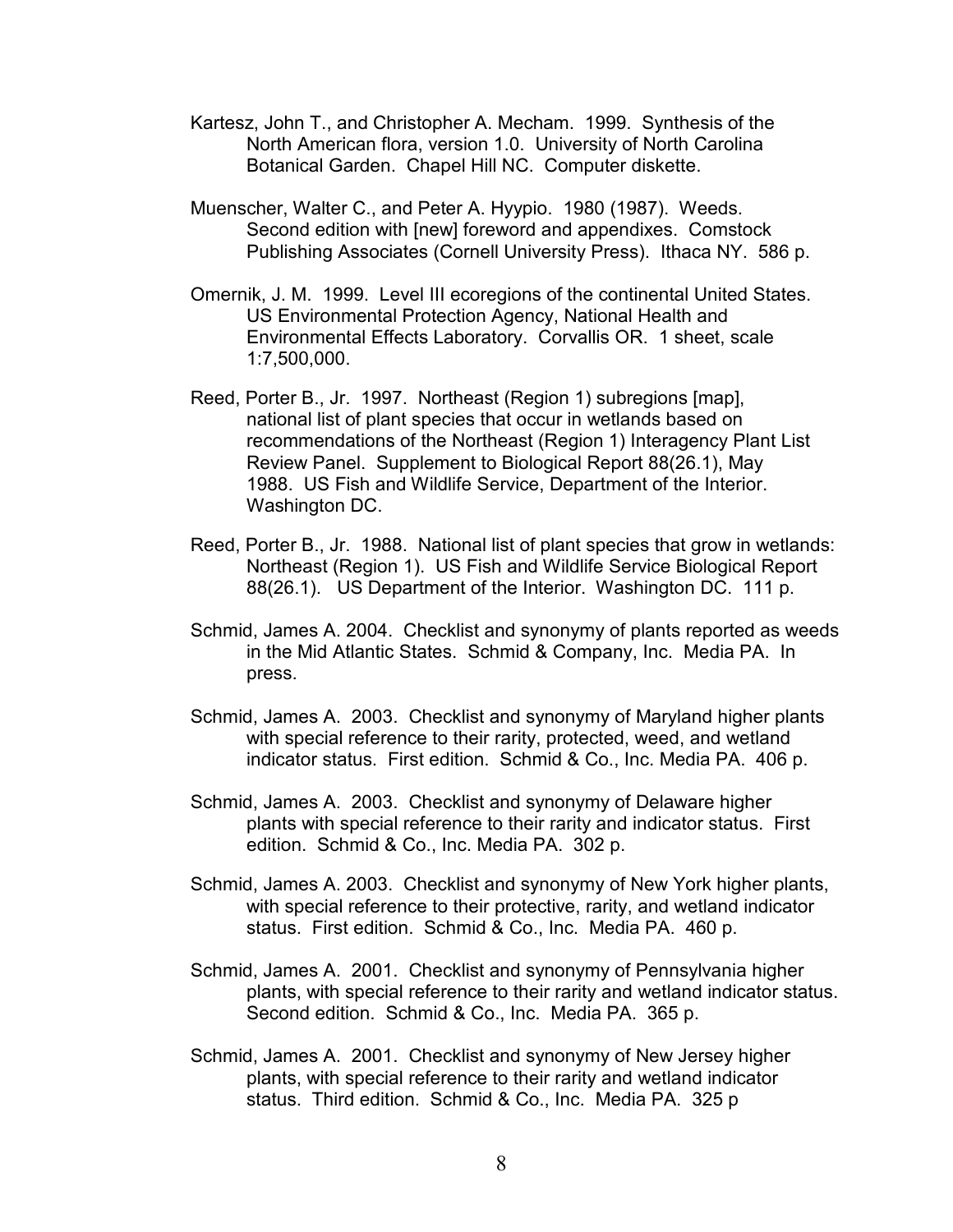Kartesz, John T., and Christopher A. Mecham. 1999. Synthesis of the North American flora, version 1.0. University of North Carolina Botanical Garden. Chapel Hill NC. Computer diskette.

Muenscher, Walter C., and Peter A. Hyypio. 1980 (1987). Weeds. Second edition with [new] foreword and appendixes. Comstock Publishing Associates (Cornell University Press). Ithaca NY. 586 p.

Omernik, J. M. 1999. Level III ecoregions of the continental United States. US Environmental Protection Agency, National Health and Environmental Effects Laboratory. Corvallis OR. 1 sheet, scale 1:7,500,000.

Reed, Porter B., Jr. 1997. Northeast (Region 1) subregions [map], national list of plant species that occur in wetlands based on recommendations of the Northeast (Region 1) Interagency Plant List Review Panel. Supplement to Biological Report 88(26.1), May 1988. US Fish and Wildlife Service, Department of the Interior. Washington DC.

Reed, Porter B., Jr. 1988. National list of plant species that grow in wetlands: Northeast (Region 1). US Fish and Wildlife Service Biological Report 88(26.1). US Department of the Interior. Washington DC. 111 p.

Schmid, James A. 2004. Checklist and synonymy of plants reported as weeds in the Mid Atlantic States. Schmid & Company, Inc. Media PA. In press.

Schmid, James A. 2003. Checklist and synonymy of Maryland higher plants with special reference to their rarity, protected, weed, and wetland indicator status. First edition. Schmid & Co., Inc. Media PA. 406 p.

Schmid, James A. 2003. Checklist and synonymy of Delaware higher plants with special reference to their rarity and indicator status. First edition. Schmid & Co., Inc. Media PA. 302 p.

Schmid, James A. 2003. Checklist and synonymy of New York higher plants, with special reference to their protective, rarity, and wetland indicator status. First edition. Schmid & Co., Inc. Media PA. 460 p.

Schmid, James A. 2001. Checklist and synonymy of Pennsylvania higher plants, with special reference to their rarity and wetland indicator status. Second edition. Schmid & Co., Inc. Media PA. 365 p.

Schmid, James A. 2001. Checklist and synonymy of New Jersey higher plants, with special reference to their rarity and wetland indicator status. Third edition. Schmid & Co., Inc. Media PA. 325 p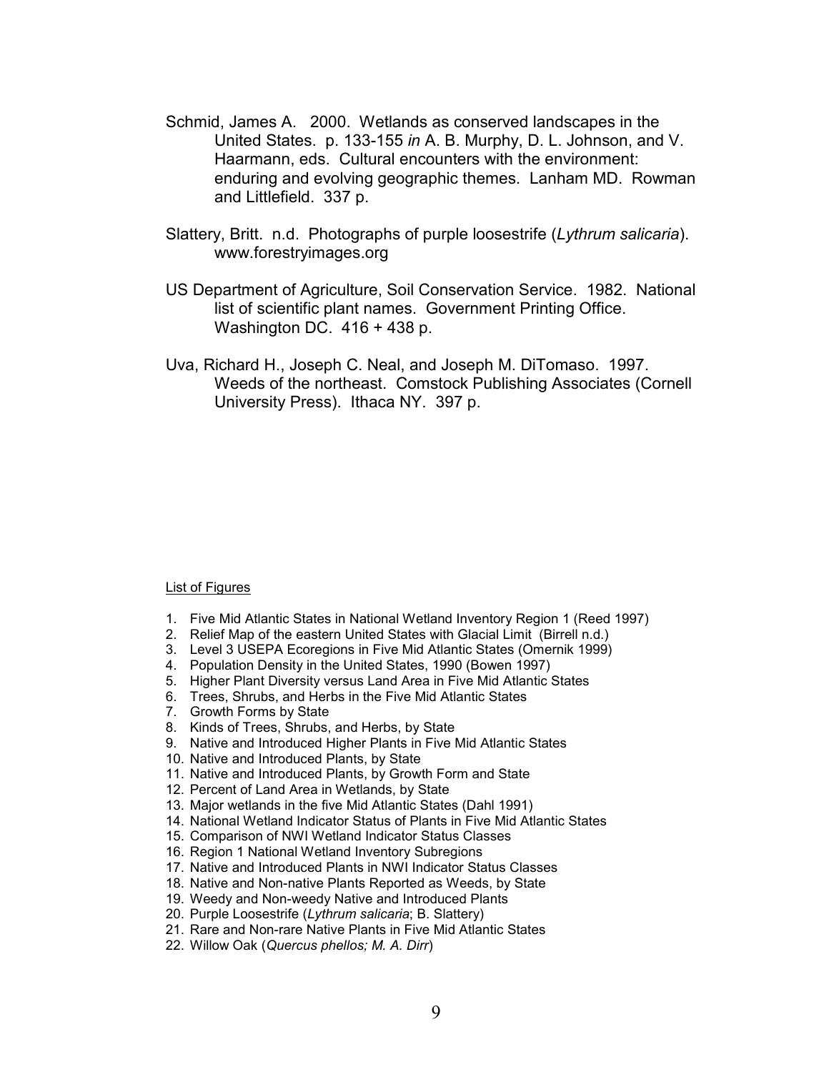Schmid, James A. 2000. Wetlands as conserved landscapes in the United States. p. 133-155 *in* A. B. Murphy, D. L. Johnson, and V. Haarmann, eds. Cultural encounters with the environment: enduring and evolving geographic themes. Lanham MD. Rowman and Littlefield. 337 p.

Slattery, Britt. n.d. Photographs of purple loosestrife (*Lythrum salicaria*). www.forestryimages.org

US Department of Agriculture, Soil Conservation Service. 1982. National list of scientific plant names. Government Printing Office. Washington DC. 416 + 438 p.

Uva, Richard H., Joseph C. Neal, and Joseph M. DiTomaso. 1997. Weeds of the northeast. Comstock Publishing Associates (Cornell University Press). Ithaca NY. 397 p.

<u>List of Figures</u>

1. Five Mid Atlantic States in National Wetland Inventory Region 1 (Reed 1997)
2. Relief Map of the eastern United States with Glacial Limit (Birrell n.d.)
3. Level 3 USEPA Ecoregions in Five Mid Atlantic States (Omernik 1999)
4. Population Density in the United States, 1990 (Bowen 1997)
5. Higher Plant Diversity versus Land Area in Five Mid Atlantic States
6. Trees, Shrubs, and Herbs in the Five Mid Atlantic States
7. Growth Forms by State
8. Kinds of Trees, Shrubs, and Herbs, by State
9. Native and Introduced Higher Plants in Five Mid Atlantic States
10. Native and Introduced Plants, by State
11. Native and Introduced Plants, by Growth Form and State
12. Percent of Land Area in Wetlands, by State
13. Major wetlands in the five Mid Atlantic States (Dahl 1991)
14. National Wetland Indicator Status of Plants in Five Mid Atlantic States
15. Comparison of NWI Wetland Indicator Status Classes
16. Region 1 National Wetland Inventory Subregions
17. Native and Introduced Plants in NWI Indicator Status Classes
18. Native and Non-native Plants Reported as Weeds, by State
19. Weedy and Non-weedy Native and Introduced Plants
20. Purple Loosestrife (*Lythrum salicaria*; B. Slattery)
21. Rare and Non-rare Native Plants in Five Mid Atlantic States
22. Willow Oak (*Quercus phellos; M. A. Dirr*)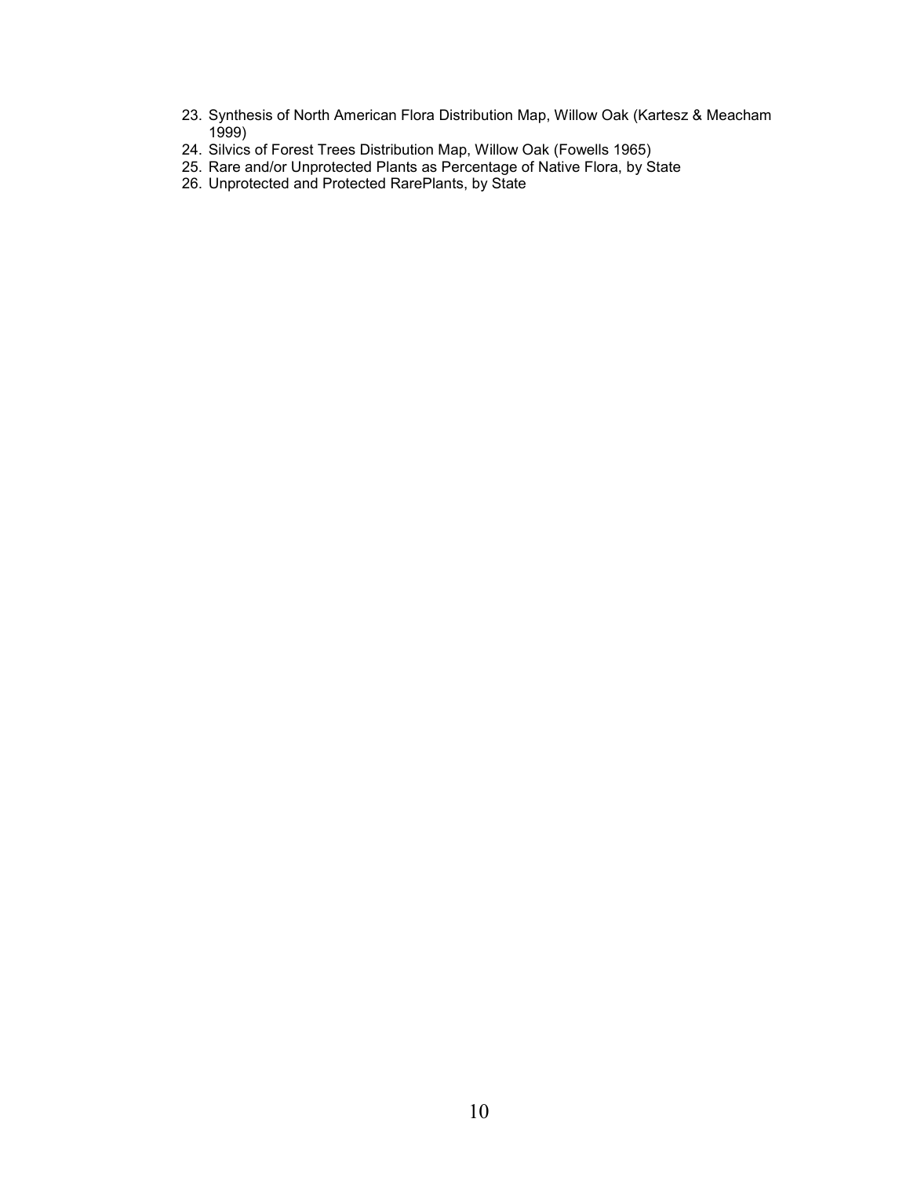23. Synthesis of North American Flora Distribution Map, Willow Oak (Kartesz & Meacham 1999)
24. Silvics of Forest Trees Distribution Map, Willow Oak (Fowells 1965)
25. Rare and/or Unprotected Plants as Percentage of Native Flora, by State
26. Unprotected and Protected RarePlants, by State